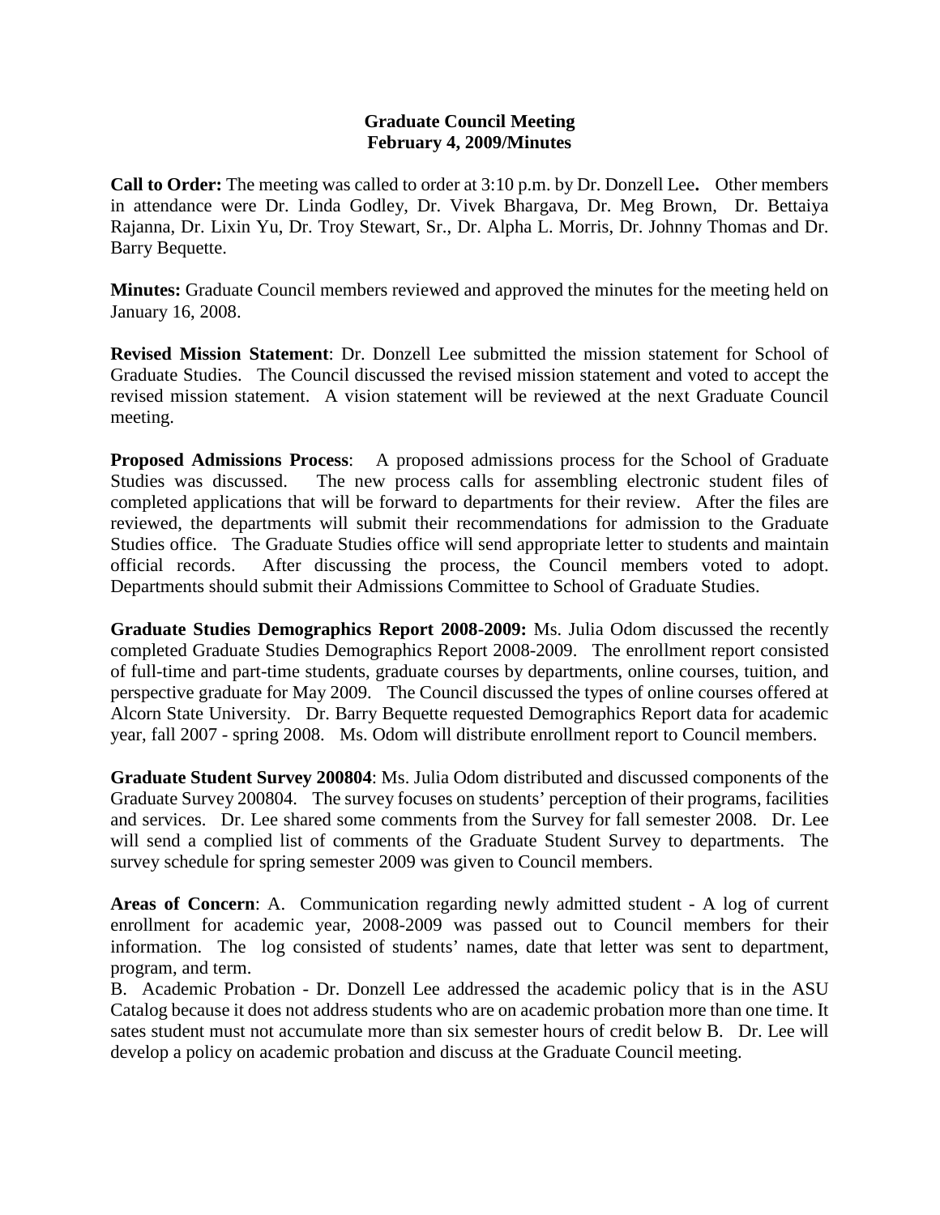**Graduate Council Meeting**
**February 4, 2009/Minutes**

**Call to Order:** The meeting was called to order at 3:10 p.m. by Dr. Donzell Lee**.** Other members in attendance were Dr. Linda Godley, Dr. Vivek Bhargava, Dr. Meg Brown, Dr. Bettaiya Rajanna, Dr. Lixin Yu, Dr. Troy Stewart, Sr., Dr. Alpha L. Morris, Dr. Johnny Thomas and Dr. Barry Bequette.

**Minutes:** Graduate Council members reviewed and approved the minutes for the meeting held on January 16, 2008.

**Revised Mission Statement**: Dr. Donzell Lee submitted the mission statement for School of Graduate Studies. The Council discussed the revised mission statement and voted to accept the revised mission statement. A vision statement will be reviewed at the next Graduate Council meeting.

**Proposed Admissions Process**: A proposed admissions process for the School of Graduate Studies was discussed. The new process calls for assembling electronic student files of completed applications that will be forward to departments for their review. After the files are reviewed, the departments will submit their recommendations for admission to the Graduate Studies office. The Graduate Studies office will send appropriate letter to students and maintain official records. After discussing the process, the Council members voted to adopt. Departments should submit their Admissions Committee to School of Graduate Studies.

**Graduate Studies Demographics Report 2008-2009:** Ms. Julia Odom discussed the recently completed Graduate Studies Demographics Report 2008-2009. The enrollment report consisted of full-time and part-time students, graduate courses by departments, online courses, tuition, and perspective graduate for May 2009. The Council discussed the types of online courses offered at Alcorn State University. Dr. Barry Bequette requested Demographics Report data for academic year, fall 2007 - spring 2008. Ms. Odom will distribute enrollment report to Council members.

**Graduate Student Survey 200804**: Ms. Julia Odom distributed and discussed components of the Graduate Survey 200804. The survey focuses on students' perception of their programs, facilities and services. Dr. Lee shared some comments from the Survey for fall semester 2008. Dr. Lee will send a complied list of comments of the Graduate Student Survey to departments. The survey schedule for spring semester 2009 was given to Council members.

**Areas of Concern**: A. Communication regarding newly admitted student - A log of current enrollment for academic year, 2008-2009 was passed out to Council members for their information. The log consisted of students' names, date that letter was sent to department, program, and term.

B. Academic Probation - Dr. Donzell Lee addressed the academic policy that is in the ASU Catalog because it does not address students who are on academic probation more than one time. It sates student must not accumulate more than six semester hours of credit below B. Dr. Lee will develop a policy on academic probation and discuss at the Graduate Council meeting.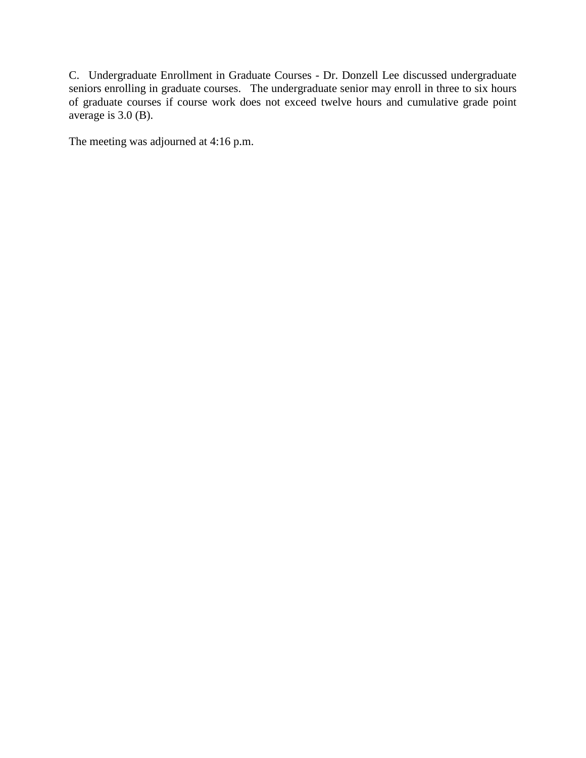C. Undergraduate Enrollment in Graduate Courses - Dr. Donzell Lee discussed undergraduate seniors enrolling in graduate courses. The undergraduate senior may enroll in three to six hours of graduate courses if course work does not exceed twelve hours and cumulative grade point average is 3.0 (B).

The meeting was adjourned at 4:16 p.m.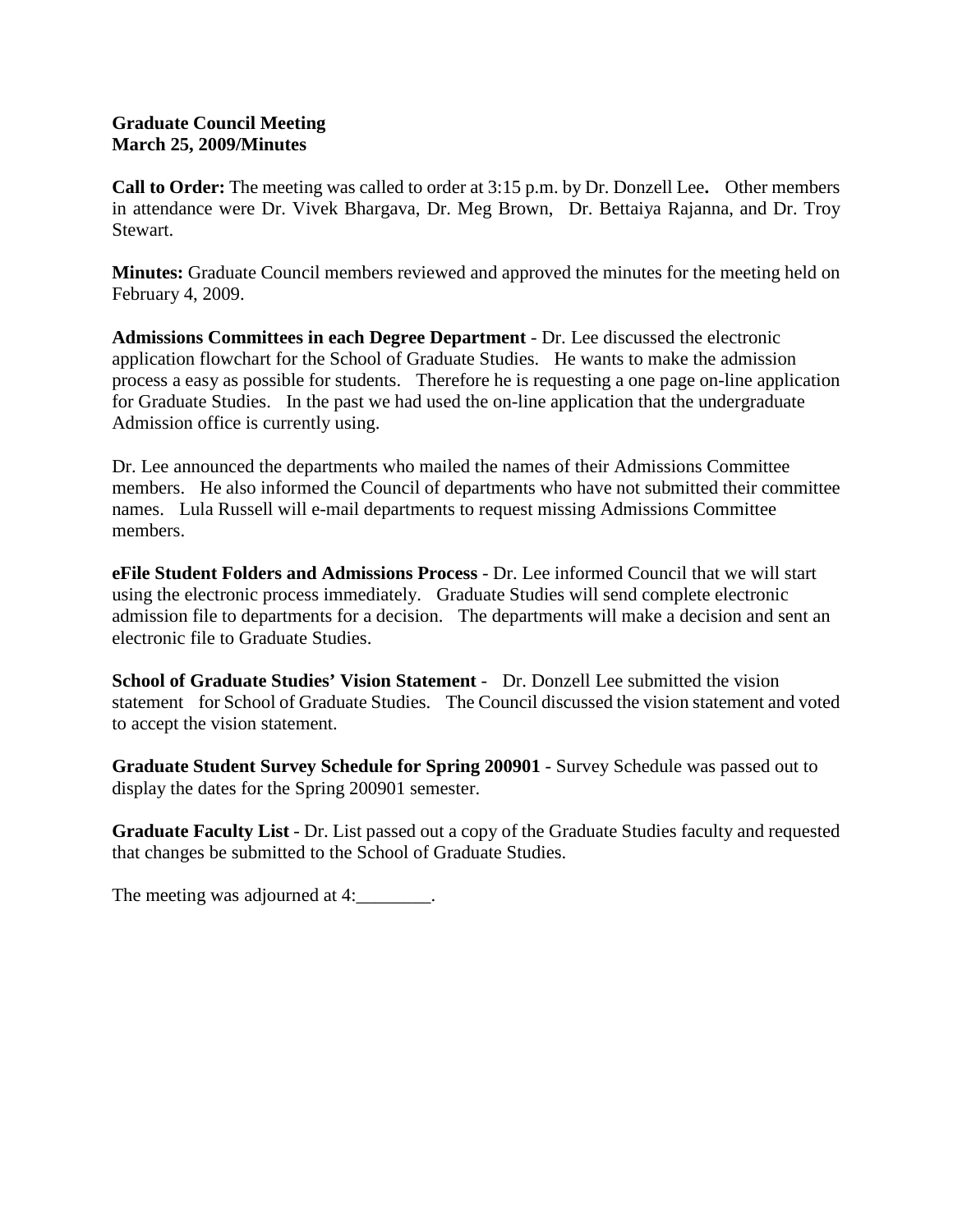**Graduate Council Meeting**
**March 25, 2009/Minutes**

**Call to Order:** The meeting was called to order at 3:15 p.m. by Dr. Donzell Lee**.** Other members in attendance were Dr. Vivek Bhargava, Dr. Meg Brown, Dr. Bettaiya Rajanna, and Dr. Troy Stewart.

**Minutes:** Graduate Council members reviewed and approved the minutes for the meeting held on February 4, 2009.

**Admissions Committees in each Degree Department** - Dr. Lee discussed the electronic application flowchart for the School of Graduate Studies. He wants to make the admission process a easy as possible for students. Therefore he is requesting a one page on-line application for Graduate Studies. In the past we had used the on-line application that the undergraduate Admission office is currently using.

Dr. Lee announced the departments who mailed the names of their Admissions Committee members. He also informed the Council of departments who have not submitted their committee names. Lula Russell will e-mail departments to request missing Admissions Committee members.

**eFile Student Folders and Admissions Process** - Dr. Lee informed Council that we will start using the electronic process immediately. Graduate Studies will send complete electronic admission file to departments for a decision. The departments will make a decision and sent an electronic file to Graduate Studies.

**School of Graduate Studies' Vision Statement** - Dr. Donzell Lee submitted the vision statement for School of Graduate Studies. The Council discussed the vision statement and voted to accept the vision statement.

**Graduate Student Survey Schedule for Spring 200901** - Survey Schedule was passed out to display the dates for the Spring 200901 semester.

**Graduate Faculty List** - Dr. List passed out a copy of the Graduate Studies faculty and requested that changes be submitted to the School of Graduate Studies.

The meeting was adjourned at 4:________.